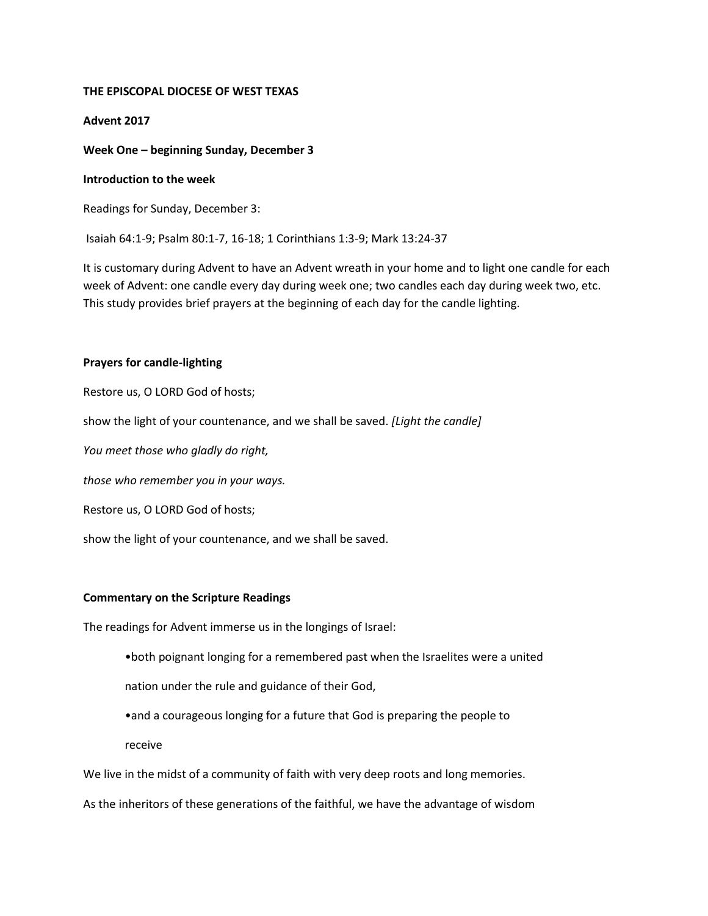**THE EPISCOPAL DIOCESE OF WEST TEXAS**

**Advent 2017**

**Week One – beginning Sunday, December 3**

**Introduction to the week**

Readings for Sunday, December 3:

Isaiah 64:1-9; Psalm 80:1-7, 16-18; 1 Corinthians 1:3-9; Mark 13:24-37

It is customary during Advent to have an Advent wreath in your home and to light one candle for each week of Advent: one candle every day during week one; two candles each day during week two, etc. This study provides brief prayers at the beginning of each day for the candle lighting.

**Prayers for candle-lighting**

Restore us, O LORD God of hosts;

show the light of your countenance, and we shall be saved. *[Light the candle]*

*You meet those who gladly do right,*

*those who remember you in your ways.*

Restore us, O LORD God of hosts;

show the light of your countenance, and we shall be saved.

**Commentary on the Scripture Readings**

The readings for Advent immerse us in the longings of Israel:

- both poignant longing for a remembered past when the Israelites were a united nation under the rule and guidance of their God,
- and a courageous longing for a future that God is preparing the people to receive

We live in the midst of a community of faith with very deep roots and long memories.

As the inheritors of these generations of the faithful, we have the advantage of wisdom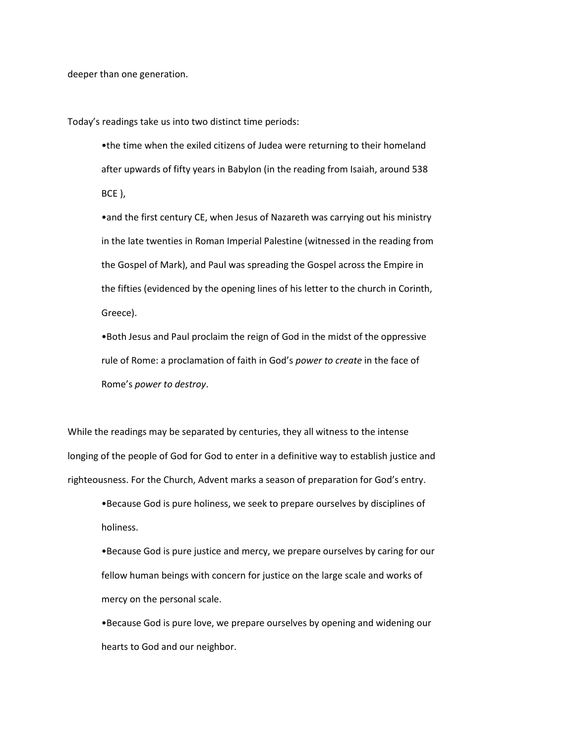deeper than one generation.

Today's readings take us into two distinct time periods:

- the time when the exiled citizens of Judea were returning to their homeland after upwards of fifty years in Babylon (in the reading from Isaiah, around 538 BCE ),
- and the first century CE, when Jesus of Nazareth was carrying out his ministry in the late twenties in Roman Imperial Palestine (witnessed in the reading from the Gospel of Mark), and Paul was spreading the Gospel across the Empire in the fifties (evidenced by the opening lines of his letter to the church in Corinth, Greece).
- Both Jesus and Paul proclaim the reign of God in the midst of the oppressive rule of Rome: a proclamation of faith in God's *power to create* in the face of Rome's *power to destroy*.

While the readings may be separated by centuries, they all witness to the intense longing of the people of God for God to enter in a definitive way to establish justice and righteousness. For the Church, Advent marks a season of preparation for God's entry.

- Because God is pure holiness, we seek to prepare ourselves by disciplines of holiness.
- Because God is pure justice and mercy, we prepare ourselves by caring for our fellow human beings with concern for justice on the large scale and works of mercy on the personal scale.
- Because God is pure love, we prepare ourselves by opening and widening our hearts to God and our neighbor.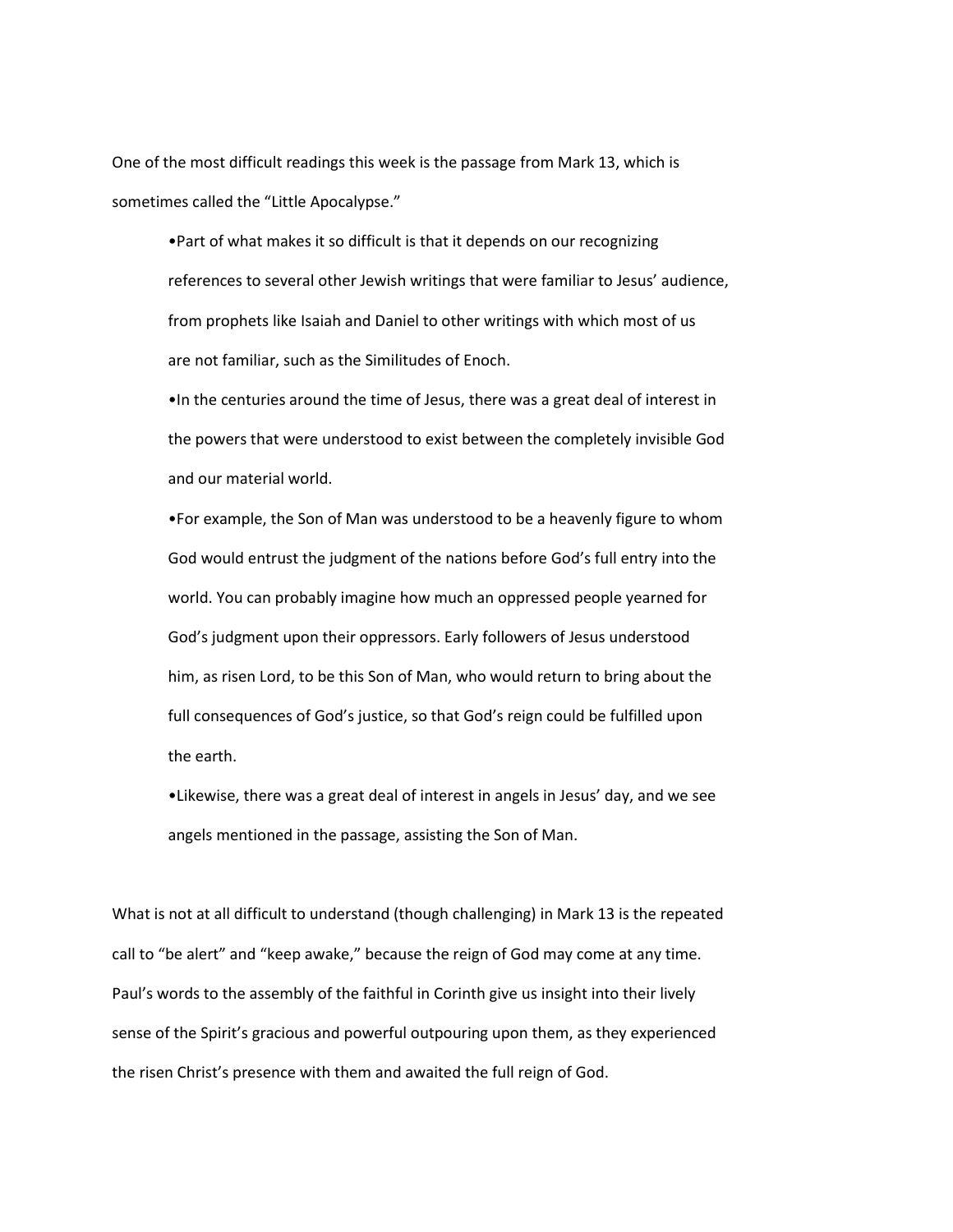One of the most difficult readings this week is the passage from Mark 13, which is sometimes called the "Little Apocalypse."

- Part of what makes it so difficult is that it depends on our recognizing references to several other Jewish writings that were familiar to Jesus' audience, from prophets like Isaiah and Daniel to other writings with which most of us are not familiar, such as the Similitudes of Enoch.
- In the centuries around the time of Jesus, there was a great deal of interest in the powers that were understood to exist between the completely invisible God and our material world.
- For example, the Son of Man was understood to be a heavenly figure to whom God would entrust the judgment of the nations before God's full entry into the world. You can probably imagine how much an oppressed people yearned for God's judgment upon their oppressors. Early followers of Jesus understood him, as risen Lord, to be this Son of Man, who would return to bring about the full consequences of God's justice, so that God's reign could be fulfilled upon the earth.
- Likewise, there was a great deal of interest in angels in Jesus' day, and we see angels mentioned in the passage, assisting the Son of Man.

What is not at all difficult to understand (though challenging) in Mark 13 is the repeated call to "be alert" and "keep awake," because the reign of God may come at any time. Paul's words to the assembly of the faithful in Corinth give us insight into their lively sense of the Spirit's gracious and powerful outpouring upon them, as they experienced the risen Christ's presence with them and awaited the full reign of God.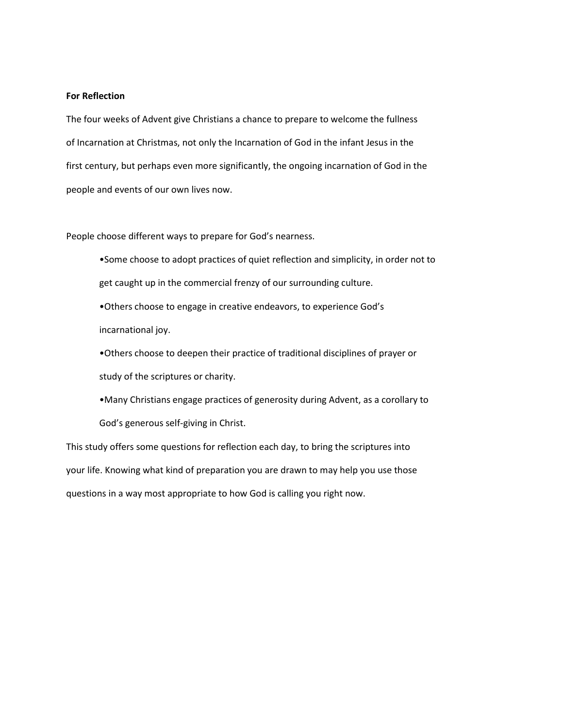**For Reflection**

The four weeks of Advent give Christians a chance to prepare to welcome the fullness of Incarnation at Christmas, not only the Incarnation of God in the infant Jesus in the first century, but perhaps even more significantly, the ongoing incarnation of God in the people and events of our own lives now.

People choose different ways to prepare for God's nearness.

- Some choose to adopt practices of quiet reflection and simplicity, in order not to get caught up in the commercial frenzy of our surrounding culture.
- Others choose to engage in creative endeavors, to experience God's incarnational joy.
- Others choose to deepen their practice of traditional disciplines of prayer or study of the scriptures or charity.
- Many Christians engage practices of generosity during Advent, as a corollary to God's generous self-giving in Christ.

This study offers some questions for reflection each day, to bring the scriptures into your life. Knowing what kind of preparation you are drawn to may help you use those questions in a way most appropriate to how God is calling you right now.